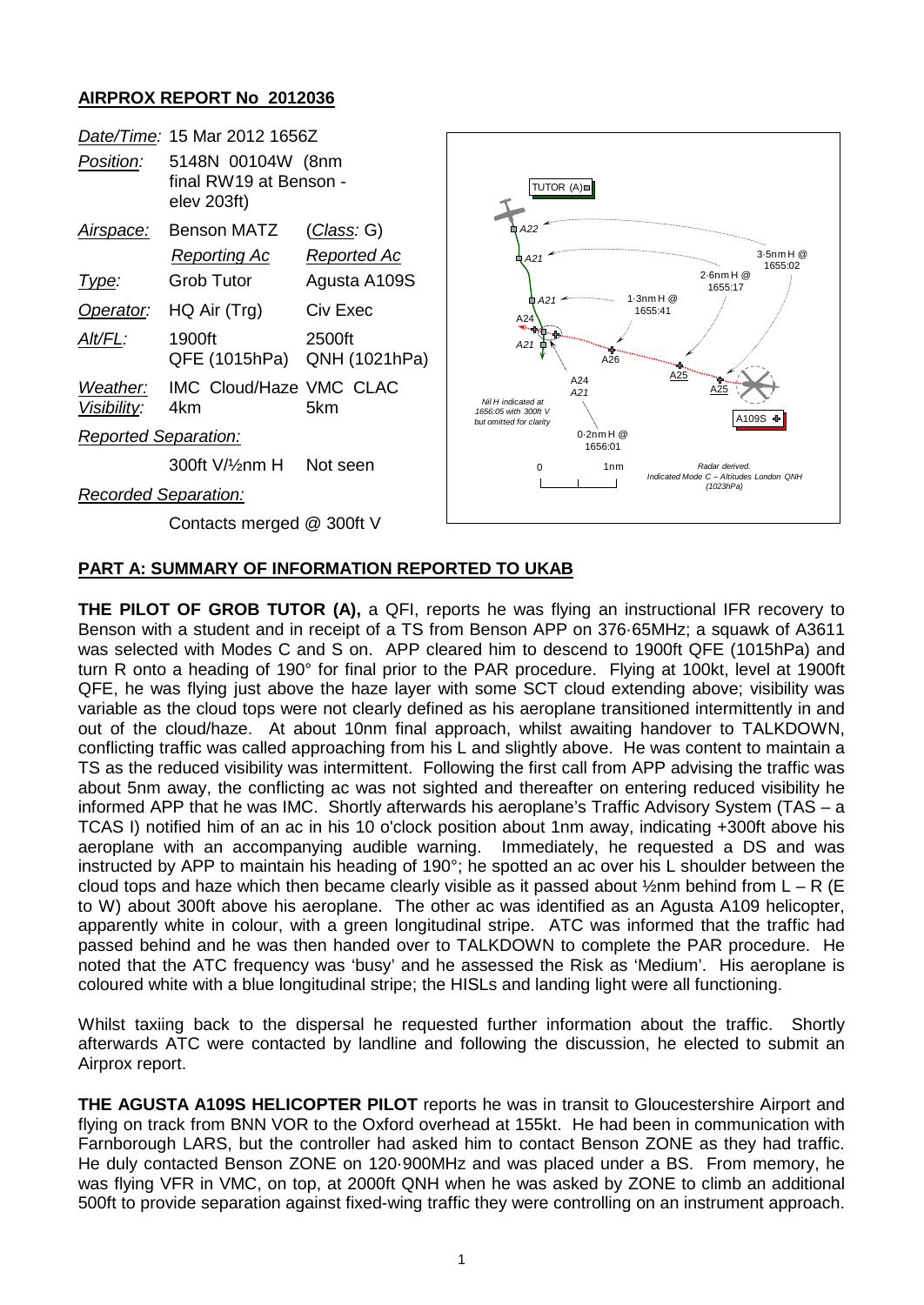## AIRPROX REPORT No 2012036

| | | |
|---|---|---|
| *Date/Time:* | 15 Mar 2012 1656Z | |
| *Position:* | 5148N 00104W (8nm final RW19 at Benson - elev 203ft) | |
| *Airspace:* | Benson MATZ | (*Class*: G) |
| | *Reporting Ac* | *Reported Ac* |
| *Type:* | Grob Tutor | Agusta A109S |
| *Operator:* | HQ Air (Trg) | Civ Exec |
| *Alt/FL:* | 1900ft QFE (1015hPa) | 2500ft QNH (1021hPa) |
| *Weather:* | IMC Cloud/Haze | VMC CLAC |
| *Visibility:* | 4km | 5km |
| *Reported Separation:* | | |
| | 300ft V/½nm H | Not seen |
| *Recorded Separation:* | | |
| | Contacts merged @ 300ft V | |

TUTOR (A)
A22
A21
A21
A24
A21
A24
A21
A26
A25
A25
A109S
3·5nm H @ 1655:02
2·6nm H @ 1655:17
1·3nm H @ 1655:41
0·2nm H @ 1656:01
Nil H indicated at 1656:05 with 300ft V but omitted for clarity
0 1nm
Radar derived. Indicated Mode C – Altitudes London QNH (1023hPa)

### PART A: SUMMARY OF INFORMATION REPORTED TO UKAB

**THE PILOT OF GROB TUTOR (A),** a QFI, reports he was flying an instructional IFR recovery to Benson with a student and in receipt of a TS from Benson APP on 376·65MHz; a squawk of A3611 was selected with Modes C and S on. APP cleared him to descend to 1900ft QFE (1015hPa) and turn R onto a heading of 190° for final prior to the PAR procedure. Flying at 100kt, level at 1900ft QFE, he was flying just above the haze layer with some SCT cloud extending above; visibility was variable as the cloud tops were not clearly defined as his aeroplane transitioned intermittently in and out of the cloud/haze. At about 10nm final approach, whilst awaiting handover to TALKDOWN, conflicting traffic was called approaching from his L and slightly above. He was content to maintain a TS as the reduced visibility was intermittent. Following the first call from APP advising the traffic was about 5nm away, the conflicting ac was not sighted and thereafter on entering reduced visibility he informed APP that he was IMC. Shortly afterwards his aeroplane's Traffic Advisory System (TAS – a TCAS I) notified him of an ac in his 10 o'clock position about 1nm away, indicating +300ft above his aeroplane with an accompanying audible warning. Immediately, he requested a DS and was instructed by APP to maintain his heading of 190°; he spotted an ac over his L shoulder between the cloud tops and haze which then became clearly visible as it passed about ½nm behind from L – R (E to W) about 300ft above his aeroplane. The other ac was identified as an Agusta A109 helicopter, apparently white in colour, with a green longitudinal stripe. ATC was informed that the traffic had passed behind and he was then handed over to TALKDOWN to complete the PAR procedure. He noted that the ATC frequency was 'busy' and he assessed the Risk as 'Medium'. His aeroplane is coloured white with a blue longitudinal stripe; the HISLs and landing light were all functioning.

Whilst taxiing back to the dispersal he requested further information about the traffic. Shortly afterwards ATC were contacted by landline and following the discussion, he elected to submit an Airprox report.

**THE AGUSTA A109S HELICOPTER PILOT** reports he was in transit to Gloucestershire Airport and flying on track from BNN VOR to the Oxford overhead at 155kt. He had been in communication with Farnborough LARS, but the controller had asked him to contact Benson ZONE as they had traffic. He duly contacted Benson ZONE on 120·900MHz and was placed under a BS. From memory, he was flying VFR in VMC, on top, at 2000ft QNH when he was asked by ZONE to climb an additional 500ft to provide separation against fixed-wing traffic they were controlling on an instrument approach.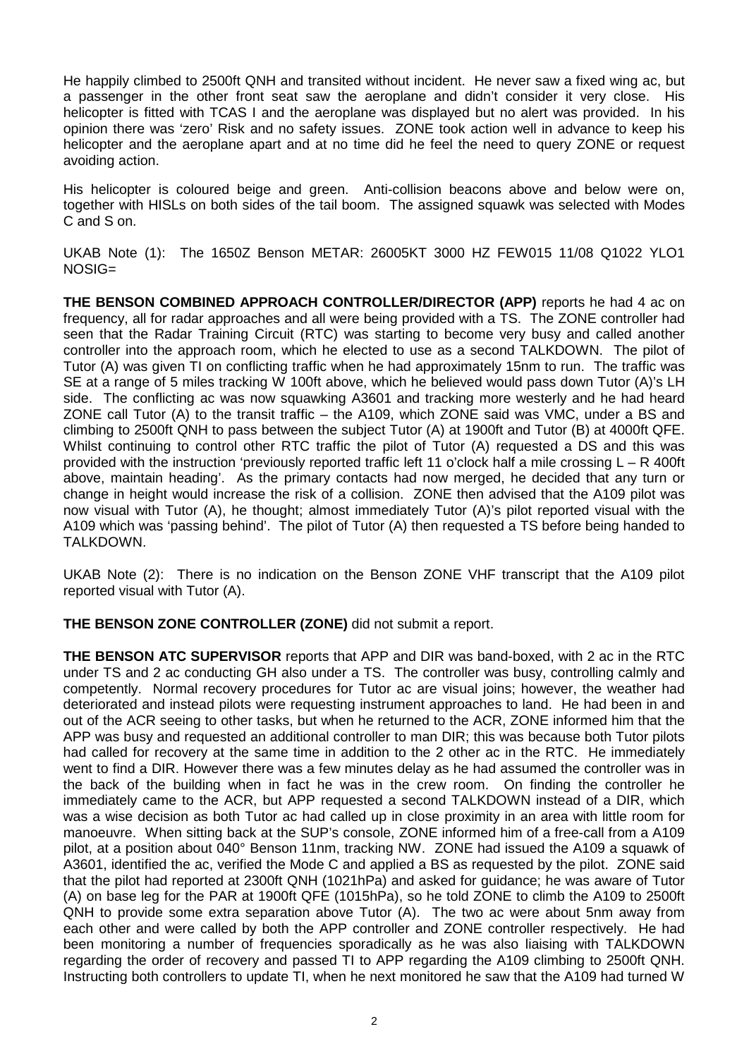He happily climbed to 2500ft QNH and transited without incident. He never saw a fixed wing ac, but a passenger in the other front seat saw the aeroplane and didn't consider it very close. His helicopter is fitted with TCAS I and the aeroplane was displayed but no alert was provided. In his opinion there was 'zero' Risk and no safety issues. ZONE took action well in advance to keep his helicopter and the aeroplane apart and at no time did he feel the need to query ZONE or request avoiding action.

His helicopter is coloured beige and green. Anti-collision beacons above and below were on, together with HISLs on both sides of the tail boom. The assigned squawk was selected with Modes C and S on.

UKAB Note (1): The 1650Z Benson METAR: 26005KT 3000 HZ FEW015 11/08 Q1022 YLO1 NOSIG=

**THE BENSON COMBINED APPROACH CONTROLLER/DIRECTOR (APP)** reports he had 4 ac on frequency, all for radar approaches and all were being provided with a TS. The ZONE controller had seen that the Radar Training Circuit (RTC) was starting to become very busy and called another controller into the approach room, which he elected to use as a second TALKDOWN. The pilot of Tutor (A) was given TI on conflicting traffic when he had approximately 15nm to run. The traffic was SE at a range of 5 miles tracking W 100ft above, which he believed would pass down Tutor (A)'s LH side. The conflicting ac was now squawking A3601 and tracking more westerly and he had heard ZONE call Tutor (A) to the transit traffic – the A109, which ZONE said was VMC, under a BS and climbing to 2500ft QNH to pass between the subject Tutor (A) at 1900ft and Tutor (B) at 4000ft QFE. Whilst continuing to control other RTC traffic the pilot of Tutor (A) requested a DS and this was provided with the instruction 'previously reported traffic left 11 o'clock half a mile crossing L – R 400ft above, maintain heading'. As the primary contacts had now merged, he decided that any turn or change in height would increase the risk of a collision. ZONE then advised that the A109 pilot was now visual with Tutor (A), he thought; almost immediately Tutor (A)'s pilot reported visual with the A109 which was 'passing behind'. The pilot of Tutor (A) then requested a TS before being handed to TALKDOWN.

UKAB Note (2): There is no indication on the Benson ZONE VHF transcript that the A109 pilot reported visual with Tutor (A).

**THE BENSON ZONE CONTROLLER (ZONE)** did not submit a report.

**THE BENSON ATC SUPERVISOR** reports that APP and DIR was band-boxed, with 2 ac in the RTC under TS and 2 ac conducting GH also under a TS. The controller was busy, controlling calmly and competently. Normal recovery procedures for Tutor ac are visual joins; however, the weather had deteriorated and instead pilots were requesting instrument approaches to land. He had been in and out of the ACR seeing to other tasks, but when he returned to the ACR, ZONE informed him that the APP was busy and requested an additional controller to man DIR; this was because both Tutor pilots had called for recovery at the same time in addition to the 2 other ac in the RTC. He immediately went to find a DIR. However there was a few minutes delay as he had assumed the controller was in the back of the building when in fact he was in the crew room. On finding the controller he immediately came to the ACR, but APP requested a second TALKDOWN instead of a DIR, which was a wise decision as both Tutor ac had called up in close proximity in an area with little room for manoeuvre. When sitting back at the SUP's console, ZONE informed him of a free-call from a A109 pilot, at a position about 040° Benson 11nm, tracking NW. ZONE had issued the A109 a squawk of A3601, identified the ac, verified the Mode C and applied a BS as requested by the pilot. ZONE said that the pilot had reported at 2300ft QNH (1021hPa) and asked for guidance; he was aware of Tutor (A) on base leg for the PAR at 1900ft QFE (1015hPa), so he told ZONE to climb the A109 to 2500ft QNH to provide some extra separation above Tutor (A). The two ac were about 5nm away from each other and were called by both the APP controller and ZONE controller respectively. He had been monitoring a number of frequencies sporadically as he was also liaising with TALKDOWN regarding the order of recovery and passed TI to APP regarding the A109 climbing to 2500ft QNH. Instructing both controllers to update TI, when he next monitored he saw that the A109 had turned W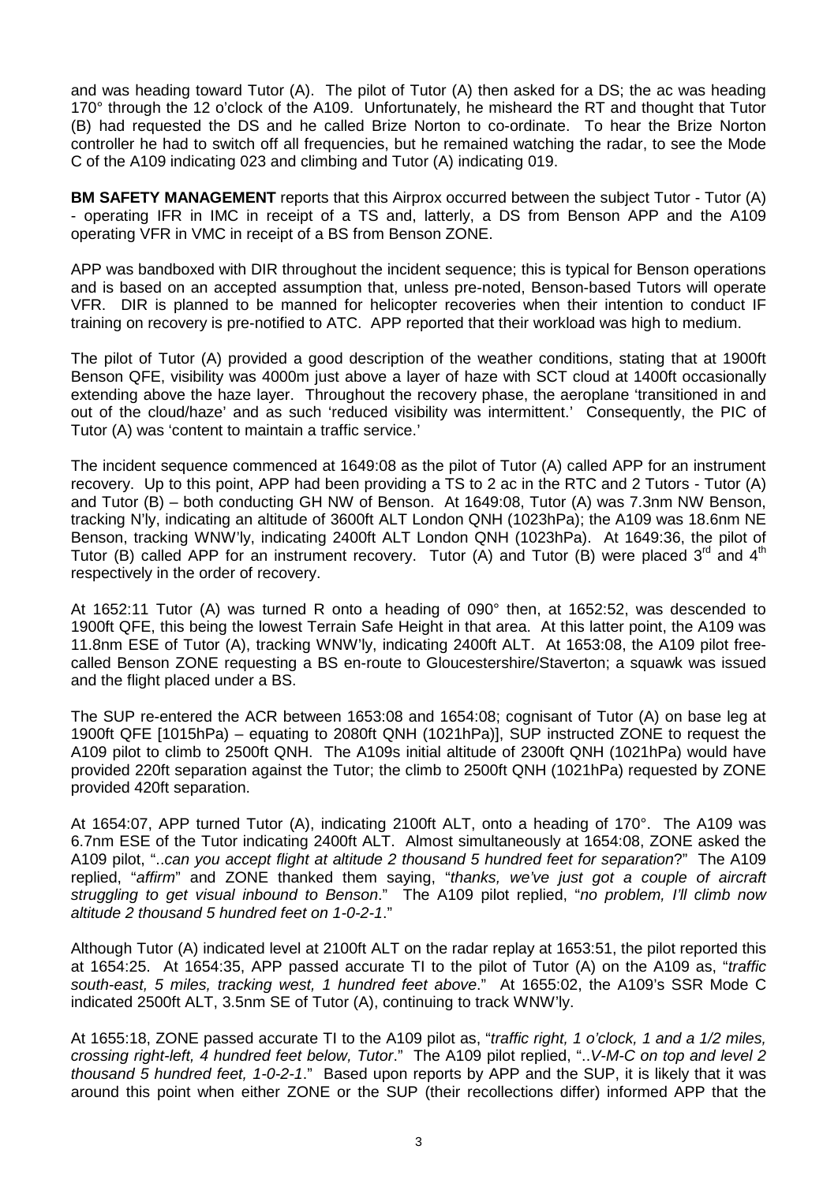and was heading toward Tutor (A). The pilot of Tutor (A) then asked for a DS; the ac was heading 170° through the 12 o'clock of the A109. Unfortunately, he misheard the RT and thought that Tutor (B) had requested the DS and he called Brize Norton to co-ordinate. To hear the Brize Norton controller he had to switch off all frequencies, but he remained watching the radar, to see the Mode C of the A109 indicating 023 and climbing and Tutor (A) indicating 019.

**BM SAFETY MANAGEMENT** reports that this Airprox occurred between the subject Tutor - Tutor (A) - operating IFR in IMC in receipt of a TS and, latterly, a DS from Benson APP and the A109 operating VFR in VMC in receipt of a BS from Benson ZONE.

APP was bandboxed with DIR throughout the incident sequence; this is typical for Benson operations and is based on an accepted assumption that, unless pre-noted, Benson-based Tutors will operate VFR. DIR is planned to be manned for helicopter recoveries when their intention to conduct IF training on recovery is pre-notified to ATC. APP reported that their workload was high to medium.

The pilot of Tutor (A) provided a good description of the weather conditions, stating that at 1900ft Benson QFE, visibility was 4000m just above a layer of haze with SCT cloud at 1400ft occasionally extending above the haze layer. Throughout the recovery phase, the aeroplane 'transitioned in and out of the cloud/haze' and as such 'reduced visibility was intermittent.' Consequently, the PIC of Tutor (A) was 'content to maintain a traffic service.'

The incident sequence commenced at 1649:08 as the pilot of Tutor (A) called APP for an instrument recovery. Up to this point, APP had been providing a TS to 2 ac in the RTC and 2 Tutors - Tutor (A) and Tutor (B) – both conducting GH NW of Benson. At 1649:08, Tutor (A) was 7.3nm NW Benson, tracking N'ly, indicating an altitude of 3600ft ALT London QNH (1023hPa); the A109 was 18.6nm NE Benson, tracking WNW'ly, indicating 2400ft ALT London QNH (1023hPa). At 1649:36, the pilot of Tutor (B) called APP for an instrument recovery. Tutor (A) and Tutor (B) were placed 3rd and 4th respectively in the order of recovery.

At 1652:11 Tutor (A) was turned R onto a heading of 090° then, at 1652:52, was descended to 1900ft QFE, this being the lowest Terrain Safe Height in that area. At this latter point, the A109 was 11.8nm ESE of Tutor (A), tracking WNW'ly, indicating 2400ft ALT. At 1653:08, the A109 pilot free-called Benson ZONE requesting a BS en-route to Gloucestershire/Staverton; a squawk was issued and the flight placed under a BS.

The SUP re-entered the ACR between 1653:08 and 1654:08; cognisant of Tutor (A) on base leg at 1900ft QFE [1015hPa) – equating to 2080ft QNH (1021hPa)], SUP instructed ZONE to request the A109 pilot to climb to 2500ft QNH. The A109s initial altitude of 2300ft QNH (1021hPa) would have provided 220ft separation against the Tutor; the climb to 2500ft QNH (1021hPa) requested by ZONE provided 420ft separation.

At 1654:07, APP turned Tutor (A), indicating 2100ft ALT, onto a heading of 170°. The A109 was 6.7nm ESE of the Tutor indicating 2400ft ALT. Almost simultaneously at 1654:08, ZONE asked the A109 pilot, "*..can you accept flight at altitude 2 thousand 5 hundred feet for separation*?" The A109 replied, "*affirm*" and ZONE thanked them saying, "*thanks, we've just got a couple of aircraft struggling to get visual inbound to Benson*." The A109 pilot replied, "*no problem, I'll climb now altitude 2 thousand 5 hundred feet on 1-0-2-1*."

Although Tutor (A) indicated level at 2100ft ALT on the radar replay at 1653:51, the pilot reported this at 1654:25. At 1654:35, APP passed accurate TI to the pilot of Tutor (A) on the A109 as, "*traffic south-east, 5 miles, tracking west, 1 hundred feet above*." At 1655:02, the A109's SSR Mode C indicated 2500ft ALT, 3.5nm SE of Tutor (A), continuing to track WNW'ly.

At 1655:18, ZONE passed accurate TI to the A109 pilot as, "*traffic right, 1 o'clock, 1 and a 1/2 miles, crossing right-left, 4 hundred feet below, Tutor*." The A109 pilot replied, "*..V-M-C on top and level 2 thousand 5 hundred feet, 1-0-2-1*." Based upon reports by APP and the SUP, it is likely that it was around this point when either ZONE or the SUP (their recollections differ) informed APP that the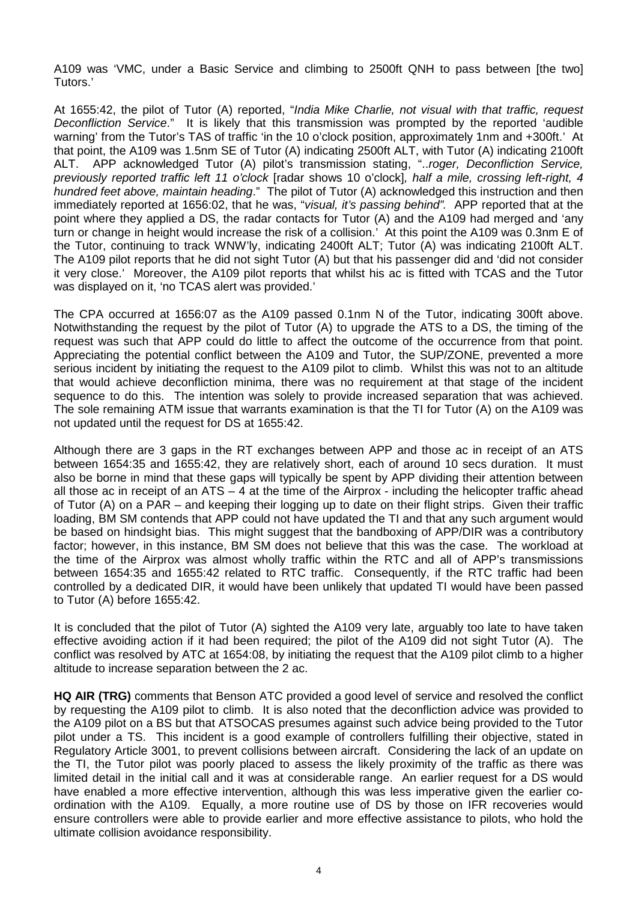A109 was 'VMC, under a Basic Service and climbing to 2500ft QNH to pass between [the two] Tutors.'

At 1655:42, the pilot of Tutor (A) reported, "*India Mike Charlie, not visual with that traffic, request Deconfliction Service*." It is likely that this transmission was prompted by the reported 'audible warning' from the Tutor's TAS of traffic 'in the 10 o'clock position, approximately 1nm and +300ft.' At that point, the A109 was 1.5nm SE of Tutor (A) indicating 2500ft ALT, with Tutor (A) indicating 2100ft ALT. APP acknowledged Tutor (A) pilot's transmission stating, "..*roger, Deconfliction Service, previously reported traffic left 11 o'clock* [radar shows 10 o'clock]*, half a mile, crossing left-right, 4 hundred feet above, maintain heading*." The pilot of Tutor (A) acknowledged this instruction and then immediately reported at 1656:02, that he was, "*visual, it's passing behind".* APP reported that at the point where they applied a DS, the radar contacts for Tutor (A) and the A109 had merged and 'any turn or change in height would increase the risk of a collision.' At this point the A109 was 0.3nm E of the Tutor, continuing to track WNW'ly, indicating 2400ft ALT; Tutor (A) was indicating 2100ft ALT. The A109 pilot reports that he did not sight Tutor (A) but that his passenger did and 'did not consider it very close.' Moreover, the A109 pilot reports that whilst his ac is fitted with TCAS and the Tutor was displayed on it, 'no TCAS alert was provided.'

The CPA occurred at 1656:07 as the A109 passed 0.1nm N of the Tutor, indicating 300ft above. Notwithstanding the request by the pilot of Tutor (A) to upgrade the ATS to a DS, the timing of the request was such that APP could do little to affect the outcome of the occurrence from that point. Appreciating the potential conflict between the A109 and Tutor, the SUP/ZONE, prevented a more serious incident by initiating the request to the A109 pilot to climb. Whilst this was not to an altitude that would achieve deconfliction minima, there was no requirement at that stage of the incident sequence to do this. The intention was solely to provide increased separation that was achieved. The sole remaining ATM issue that warrants examination is that the TI for Tutor (A) on the A109 was not updated until the request for DS at 1655:42.

Although there are 3 gaps in the RT exchanges between APP and those ac in receipt of an ATS between 1654:35 and 1655:42, they are relatively short, each of around 10 secs duration. It must also be borne in mind that these gaps will typically be spent by APP dividing their attention between all those ac in receipt of an ATS – 4 at the time of the Airprox - including the helicopter traffic ahead of Tutor (A) on a PAR – and keeping their logging up to date on their flight strips. Given their traffic loading, BM SM contends that APP could not have updated the TI and that any such argument would be based on hindsight bias. This might suggest that the bandboxing of APP/DIR was a contributory factor; however, in this instance, BM SM does not believe that this was the case. The workload at the time of the Airprox was almost wholly traffic within the RTC and all of APP's transmissions between 1654:35 and 1655:42 related to RTC traffic. Consequently, if the RTC traffic had been controlled by a dedicated DIR, it would have been unlikely that updated TI would have been passed to Tutor (A) before 1655:42.

It is concluded that the pilot of Tutor (A) sighted the A109 very late, arguably too late to have taken effective avoiding action if it had been required; the pilot of the A109 did not sight Tutor (A). The conflict was resolved by ATC at 1654:08, by initiating the request that the A109 pilot climb to a higher altitude to increase separation between the 2 ac.

**HQ AIR (TRG)** comments that Benson ATC provided a good level of service and resolved the conflict by requesting the A109 pilot to climb. It is also noted that the deconfliction advice was provided to the A109 pilot on a BS but that ATSOCAS presumes against such advice being provided to the Tutor pilot under a TS. This incident is a good example of controllers fulfilling their objective, stated in Regulatory Article 3001, to prevent collisions between aircraft. Considering the lack of an update on the TI, the Tutor pilot was poorly placed to assess the likely proximity of the traffic as there was limited detail in the initial call and it was at considerable range. An earlier request for a DS would have enabled a more effective intervention, although this was less imperative given the earlier co-ordination with the A109. Equally, a more routine use of DS by those on IFR recoveries would ensure controllers were able to provide earlier and more effective assistance to pilots, who hold the ultimate collision avoidance responsibility.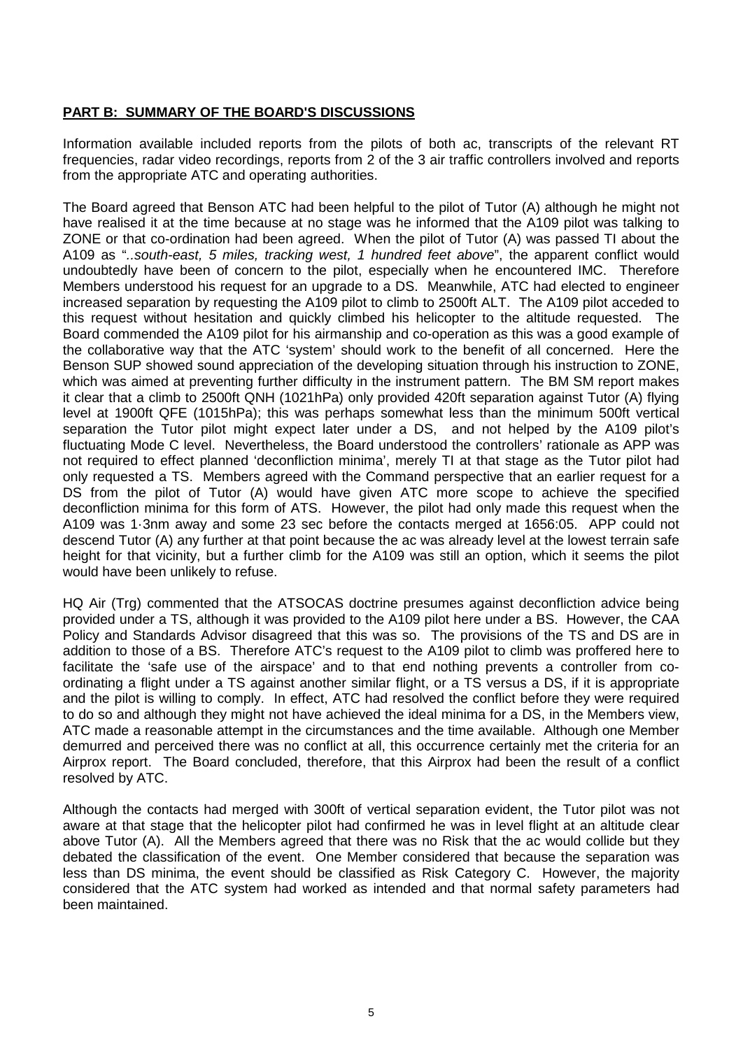## PART B: SUMMARY OF THE BOARD'S DISCUSSIONS

Information available included reports from the pilots of both ac, transcripts of the relevant RT frequencies, radar video recordings, reports from 2 of the 3 air traffic controllers involved and reports from the appropriate ATC and operating authorities.

The Board agreed that Benson ATC had been helpful to the pilot of Tutor (A) although he might not have realised it at the time because at no stage was he informed that the A109 pilot was talking to ZONE or that co-ordination had been agreed. When the pilot of Tutor (A) was passed TI about the A109 as "*..south-east, 5 miles, tracking west, 1 hundred feet above*", the apparent conflict would undoubtedly have been of concern to the pilot, especially when he encountered IMC. Therefore Members understood his request for an upgrade to a DS. Meanwhile, ATC had elected to engineer increased separation by requesting the A109 pilot to climb to 2500ft ALT. The A109 pilot acceded to this request without hesitation and quickly climbed his helicopter to the altitude requested. The Board commended the A109 pilot for his airmanship and co-operation as this was a good example of the collaborative way that the ATC 'system' should work to the benefit of all concerned. Here the Benson SUP showed sound appreciation of the developing situation through his instruction to ZONE, which was aimed at preventing further difficulty in the instrument pattern. The BM SM report makes it clear that a climb to 2500ft QNH (1021hPa) only provided 420ft separation against Tutor (A) flying level at 1900ft QFE (1015hPa); this was perhaps somewhat less than the minimum 500ft vertical separation the Tutor pilot might expect later under a DS, and not helped by the A109 pilot's fluctuating Mode C level. Nevertheless, the Board understood the controllers' rationale as APP was not required to effect planned 'deconfliction minima', merely TI at that stage as the Tutor pilot had only requested a TS. Members agreed with the Command perspective that an earlier request for a DS from the pilot of Tutor (A) would have given ATC more scope to achieve the specified deconfliction minima for this form of ATS. However, the pilot had only made this request when the A109 was 1·3nm away and some 23 sec before the contacts merged at 1656:05. APP could not descend Tutor (A) any further at that point because the ac was already level at the lowest terrain safe height for that vicinity, but a further climb for the A109 was still an option, which it seems the pilot would have been unlikely to refuse.

HQ Air (Trg) commented that the ATSOCAS doctrine presumes against deconfliction advice being provided under a TS, although it was provided to the A109 pilot here under a BS. However, the CAA Policy and Standards Advisor disagreed that this was so. The provisions of the TS and DS are in addition to those of a BS. Therefore ATC's request to the A109 pilot to climb was proffered here to facilitate the 'safe use of the airspace' and to that end nothing prevents a controller from co-ordinating a flight under a TS against another similar flight, or a TS versus a DS, if it is appropriate and the pilot is willing to comply. In effect, ATC had resolved the conflict before they were required to do so and although they might not have achieved the ideal minima for a DS, in the Members view, ATC made a reasonable attempt in the circumstances and the time available. Although one Member demurred and perceived there was no conflict at all, this occurrence certainly met the criteria for an Airprox report. The Board concluded, therefore, that this Airprox had been the result of a conflict resolved by ATC.

Although the contacts had merged with 300ft of vertical separation evident, the Tutor pilot was not aware at that stage that the helicopter pilot had confirmed he was in level flight at an altitude clear above Tutor (A). All the Members agreed that there was no Risk that the ac would collide but they debated the classification of the event. One Member considered that because the separation was less than DS minima, the event should be classified as Risk Category C. However, the majority considered that the ATC system had worked as intended and that normal safety parameters had been maintained.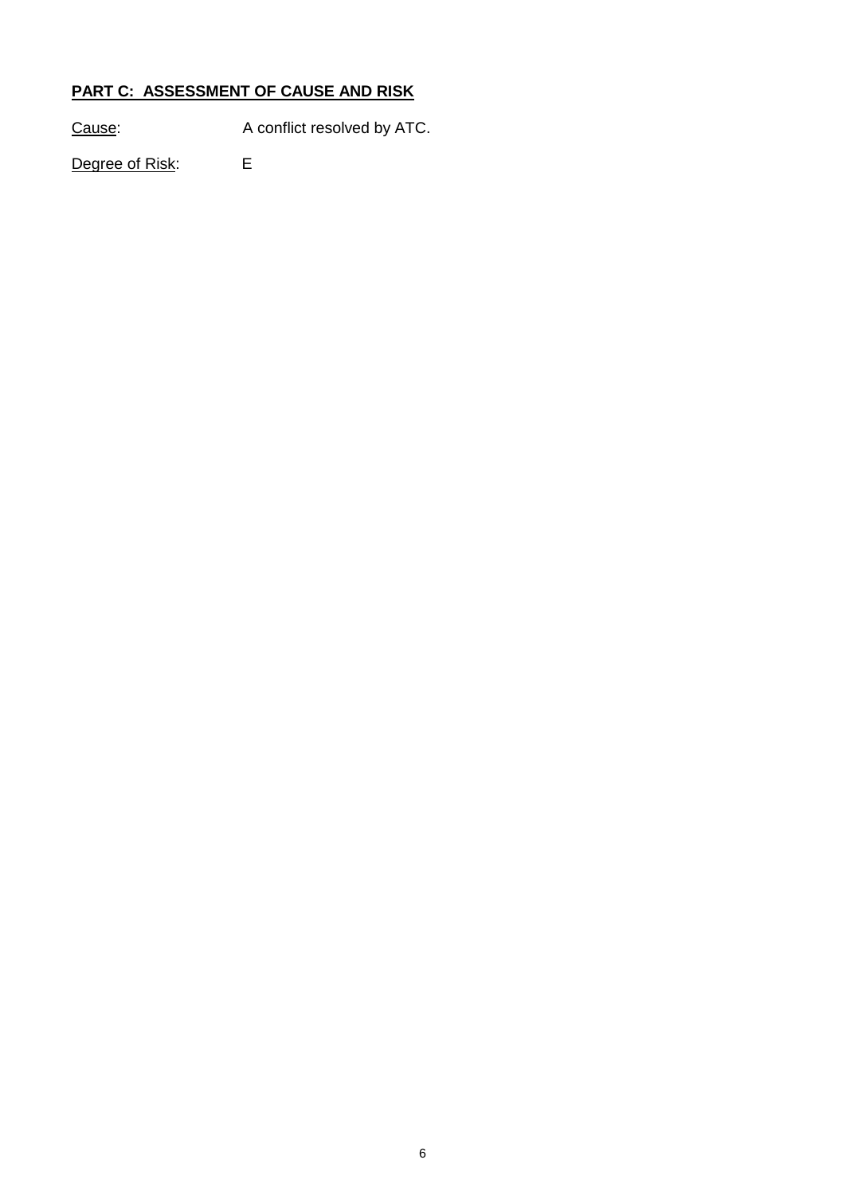## PART C: ASSESSMENT OF CAUSE AND RISK

Cause: A conflict resolved by ATC.

Degree of Risk: E